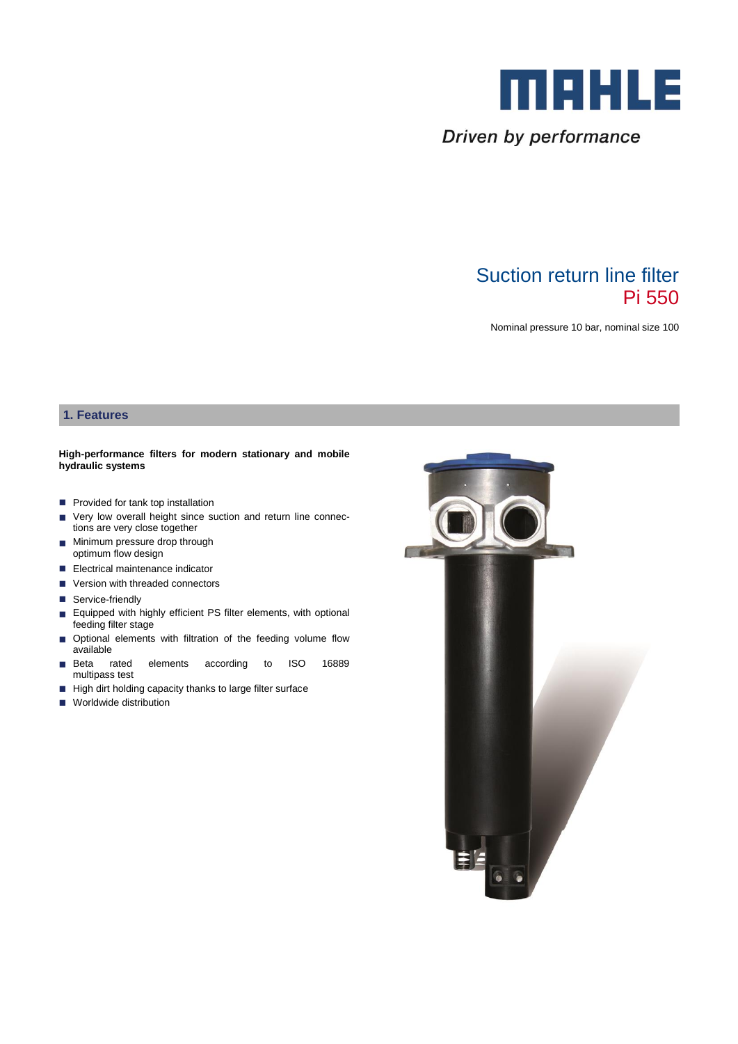MAHLE

*Driven by performance*

# Suction return line filter
# Pi 550

Nominal pressure 10 bar, nominal size 100

## 1. Features

**High-performance filters for modern stationary and mobile hydraulic systems**

- Provided for tank top installation
- Very low overall height since suction and return line connections are very close together
- Minimum pressure drop through optimum flow design
- Electrical maintenance indicator
- Version with threaded connectors
- Service-friendly
- Equipped with highly efficient PS filter elements, with optional feeding filter stage
- Optional elements with filtration of the feeding volume flow available
- Beta rated elements according to ISO 16889 multipass test
- High dirt holding capacity thanks to large filter surface
- Worldwide distribution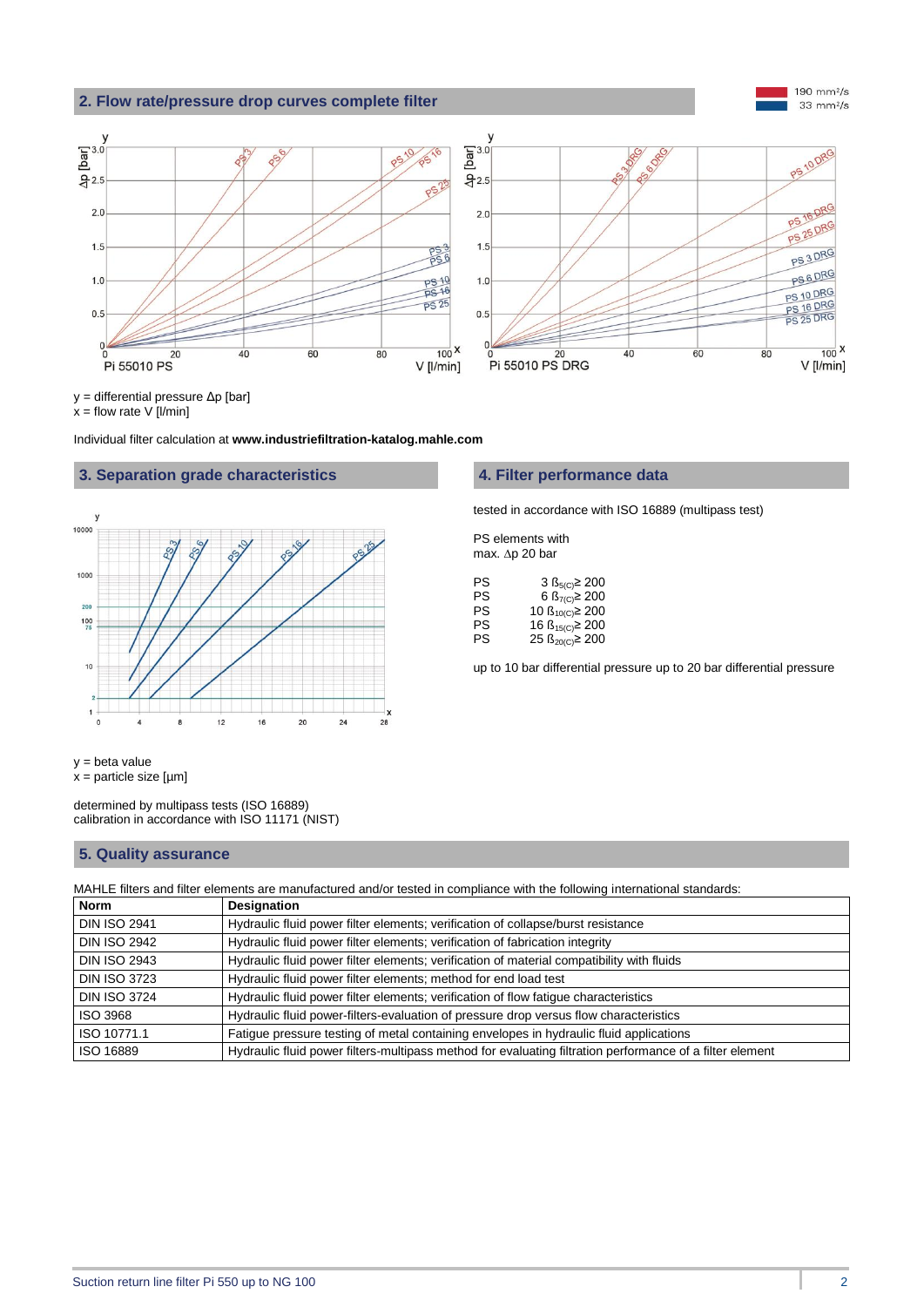## 2. Flow rate/pressure drop curves complete filter

y = differential pressure Δp [bar]
x = flow rate V [l/min]

Individual filter calculation at **www.industriefiltration-katalog.mahle.com**

## 3. Separation grade characteristics

y = beta value
x = particle size [µm]

determined by multipass tests (ISO 16889)
calibration in accordance with ISO 11171 (NIST)

## 4. Filter performance data

tested in accordance with ISO 16889 (multipass test)

PS elements with
max. Δp 20 bar

| | |
|---|---|
| PS | 3 $\beta_{5(C)} \geq 200$ |
| PS | 6 $\beta_{7(C)} \geq 200$ |
| PS | 10 $\beta_{10(C)} \geq 200$ |
| PS | 16 $\beta_{15(C)} \geq 200$ |
| PS | 25 $\beta_{20(C)} \geq 200$ |

up to 10 bar differential pressure up to 20 bar differential pressure

## 5. Quality assurance

MAHLE filters and filter elements are manufactured and/or tested in compliance with the following international standards:

| Norm | Designation |
|---|---|
| DIN ISO 2941 | Hydraulic fluid power filter elements; verification of collapse/burst resistance |
| DIN ISO 2942 | Hydraulic fluid power filter elements; verification of fabrication integrity |
| DIN ISO 2943 | Hydraulic fluid power filter elements; verification of material compatibility with fluids |
| DIN ISO 3723 | Hydraulic fluid power filter elements; method for end load test |
| DIN ISO 3724 | Hydraulic fluid power filter elements; verification of flow fatigue characteristics |
| ISO 3968 | Hydraulic fluid power-filters-evaluation of pressure drop versus flow characteristics |
| ISO 10771.1 | Fatigue pressure testing of metal containing envelopes in hydraulic fluid applications |
| ISO 16889 | Hydraulic fluid power filters-multipass method for evaluating filtration performance of a filter element |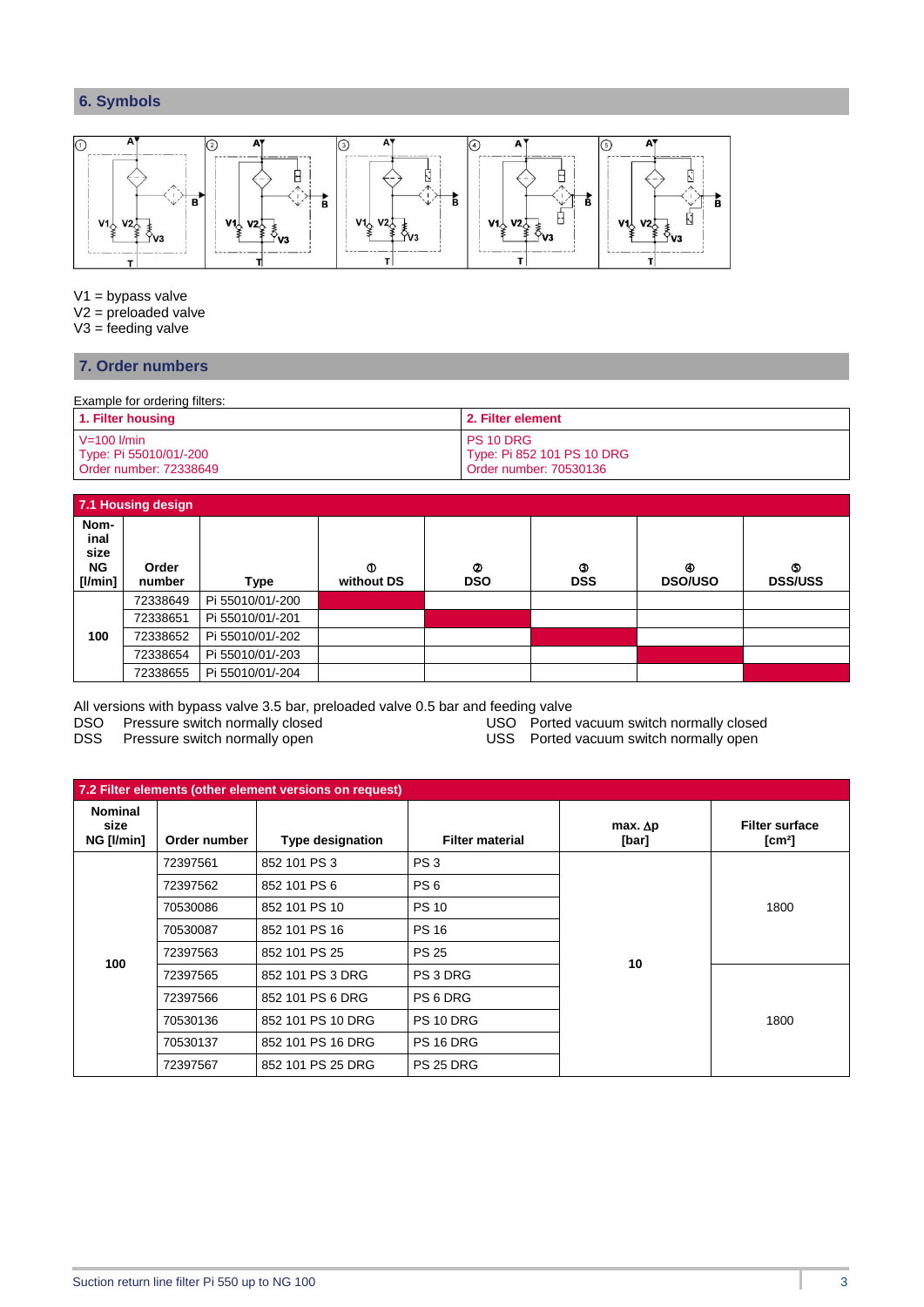## 6. Symbols

V1 = bypass valve
V2 = preloaded valve
V3 = feeding valve

## 7. Order numbers

Example for ordering filters:

| 1. Filter housing | 2. Filter element |
|---|---|
| V=100 l/min<br>Type: Pi 55010/01/-200<br>Order number: 72338649 | PS 10 DRG<br>Type: Pi 852 101 PS 10 DRG<br>Order number: 70530136 |

**7.1 Housing design**

| Nominal size NG [l/min] | Order number | Type | ① without DS | ② DSO | ③ DSS | ④ DSO/USO | ⑤ DSS/USS |
|---|---|---|---|---|---|---|---|
| 100 | 72338649 | Pi 55010/01/-200 | ■ | | | | |
| | 72338651 | Pi 55010/01/-201 | | ■ | | | |
| | 72338652 | Pi 55010/01/-202 | | | ■ | | |
| | 72338654 | Pi 55010/01/-203 | | | | ■ | |
| | 72338655 | Pi 55010/01/-204 | | | | | ■ |

All versions with bypass valve 3.5 bar, preloaded valve 0.5 bar and feeding valve

DSO Pressure switch normally closed
DSS Pressure switch normally open
USO Ported vacuum switch normally closed
USS Ported vacuum switch normally open

**7.2 Filter elements (other element versions on request)**

| Nominal size NG [l/min] | Order number | Type designation | Filter material | max. Δp [bar] | Filter surface [cm²] |
|---|---|---|---|---|---|
| 100 | 72397561 | 852 101 PS 3 | PS 3 | 10 | 1800 |
| | 72397562 | 852 101 PS 6 | PS 6 | | |
| | 70530086 | 852 101 PS 10 | PS 10 | | |
| | 70530087 | 852 101 PS 16 | PS 16 | | |
| | 72397563 | 852 101 PS 25 | PS 25 | | |
| | 72397565 | 852 101 PS 3 DRG | PS 3 DRG | | 1800 |
| | 72397566 | 852 101 PS 6 DRG | PS 6 DRG | | |
| | 70530136 | 852 101 PS 10 DRG | PS 10 DRG | | |
| | 70530137 | 852 101 PS 16 DRG | PS 16 DRG | | |
| | 72397567 | 852 101 PS 25 DRG | PS 25 DRG | | |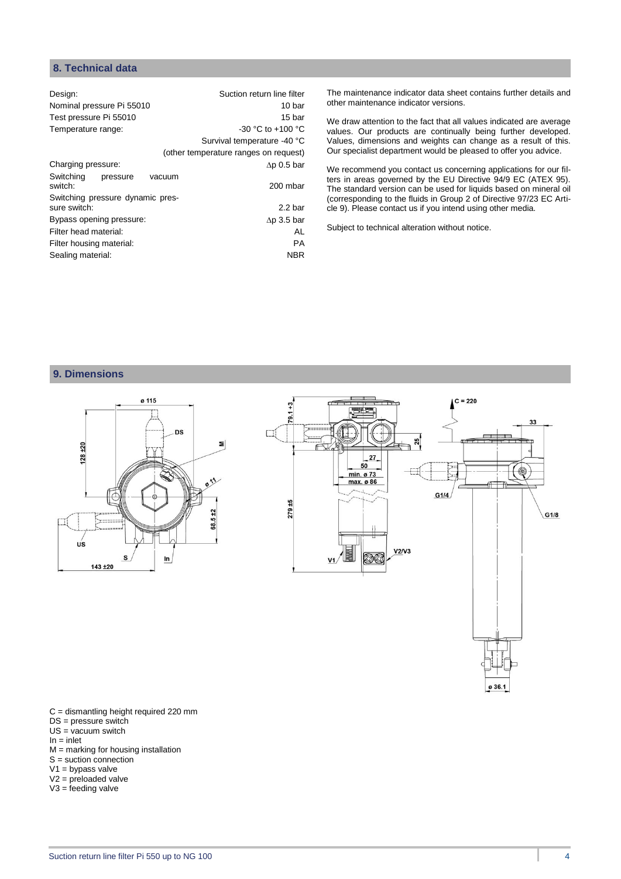## 8. Technical data

| | |
|---|---|
| Design: | Suction return line filter |
| Nominal pressure Pi 55010 | 10 bar |
| Test pressure Pi 55010 | 15 bar |
| Temperature range: | -30 °C to +100 °C |
| | Survival temperature -40 °C |
| | (other temperature ranges on request) |
| Charging pressure: | Δp 0.5 bar |
| Switching pressure vacuum switch: | 200 mbar |
| Switching pressure dynamic pressure switch: | 2.2 bar |
| Bypass opening pressure: | Δp 3.5 bar |
| Filter head material: | AL |
| Filter housing material: | PA |
| Sealing material: | NBR |

The maintenance indicator data sheet contains further details and other maintenance indicator versions.

We draw attention to the fact that all values indicated are average values. Our products are continually being further developed. Values, dimensions and weights can change as a result of this. Our specialist department would be pleased to offer you advice.

We recommend you contact us concerning applications for our filters in areas governed by the EU Directive 94/9 EC (ATEX 95). The standard version can be used for liquids based on mineral oil (corresponding to the fluids in Group 2 of Directive 97/23 EC Article 9). Please contact us if you intend using other media.

Subject to technical alteration without notice.

## 9. Dimensions

C = dismantling height required 220 mm
DS = pressure switch
US = vacuum switch
In = inlet
M = marking for housing installation
S = suction connection
V1 = bypass valve
V2 = preloaded valve
V3 = feeding valve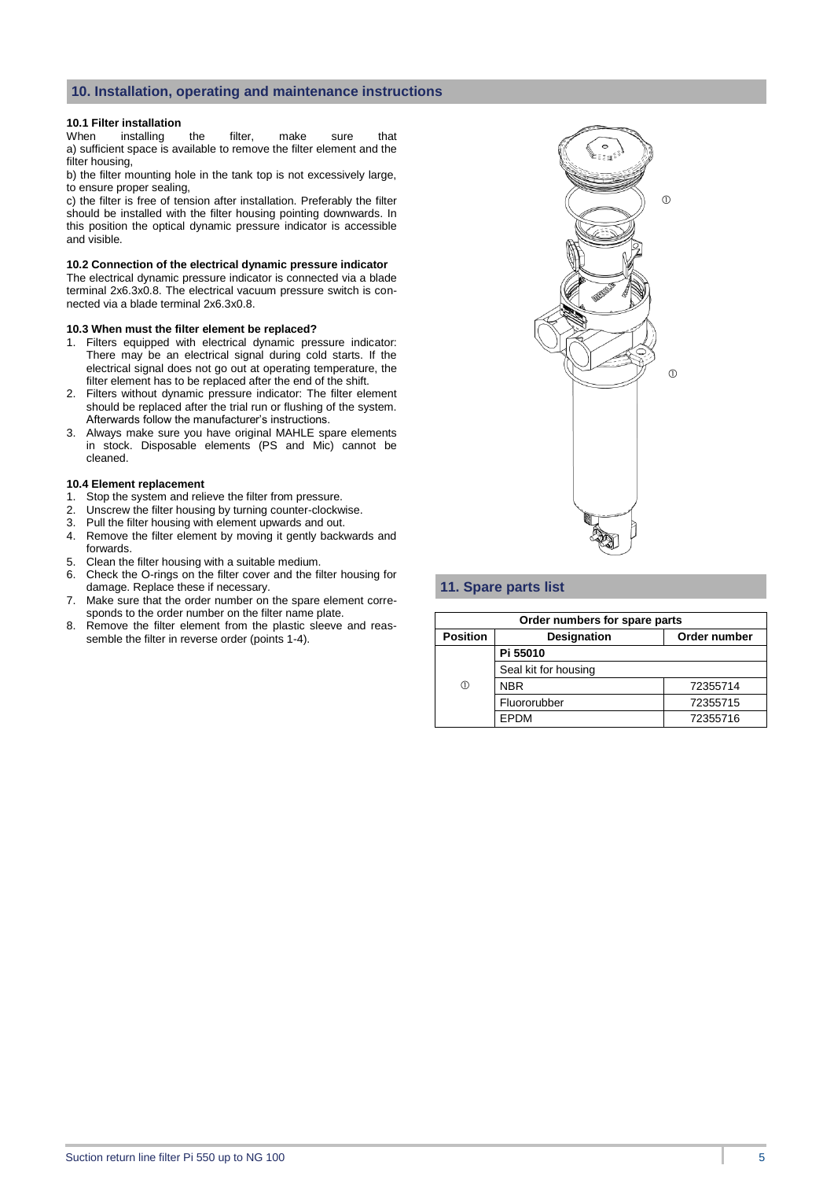## 10. Installation, operating and maintenance instructions

### 10.1 Filter installation

When installing the filter, make sure that
a) sufficient space is available to remove the filter element and the filter housing,
b) the filter mounting hole in the tank top is not excessively large, to ensure proper sealing,
c) the filter is free of tension after installation. Preferably the filter should be installed with the filter housing pointing downwards. In this position the optical dynamic pressure indicator is accessible and visible.

### 10.2 Connection of the electrical dynamic pressure indicator

The electrical dynamic pressure indicator is connected via a blade terminal 2x6.3x0.8. The electrical vacuum pressure switch is connected via a blade terminal 2x6.3x0.8.

### 10.3 When must the filter element be replaced?

1. Filters equipped with electrical dynamic pressure indicator: There may be an electrical signal during cold starts. If the electrical signal does not go out at operating temperature, the filter element has to be replaced after the end of the shift.
2. Filters without dynamic pressure indicator: The filter element should be replaced after the trial run or flushing of the system. Afterwards follow the manufacturer's instructions.
3. Always make sure you have original MAHLE spare elements in stock. Disposable elements (PS and Mic) cannot be cleaned.

### 10.4 Element replacement

1. Stop the system and relieve the filter from pressure.
2. Unscrew the filter housing by turning counter-clockwise.
3. Pull the filter housing with element upwards and out.
4. Remove the filter element by moving it gently backwards and forwards.
5. Clean the filter housing with a suitable medium.
6. Check the O-rings on the filter cover and the filter housing for damage. Replace these if necessary.
7. Make sure that the order number on the spare element corresponds to the order number on the filter name plate.
8. Remove the filter element from the plastic sleeve and reassemble the filter in reverse order (points 1-4).

## 11. Spare parts list

| Order numbers for spare parts | | |
|---|---|---|
| **Position** | **Designation** | **Order number** |
| | **Pi 55010** | |
| | Seal kit for housing | |
| ① | NBR | 72355714 |
| | Fluororubber | 72355715 |
| | EPDM | 72355716 |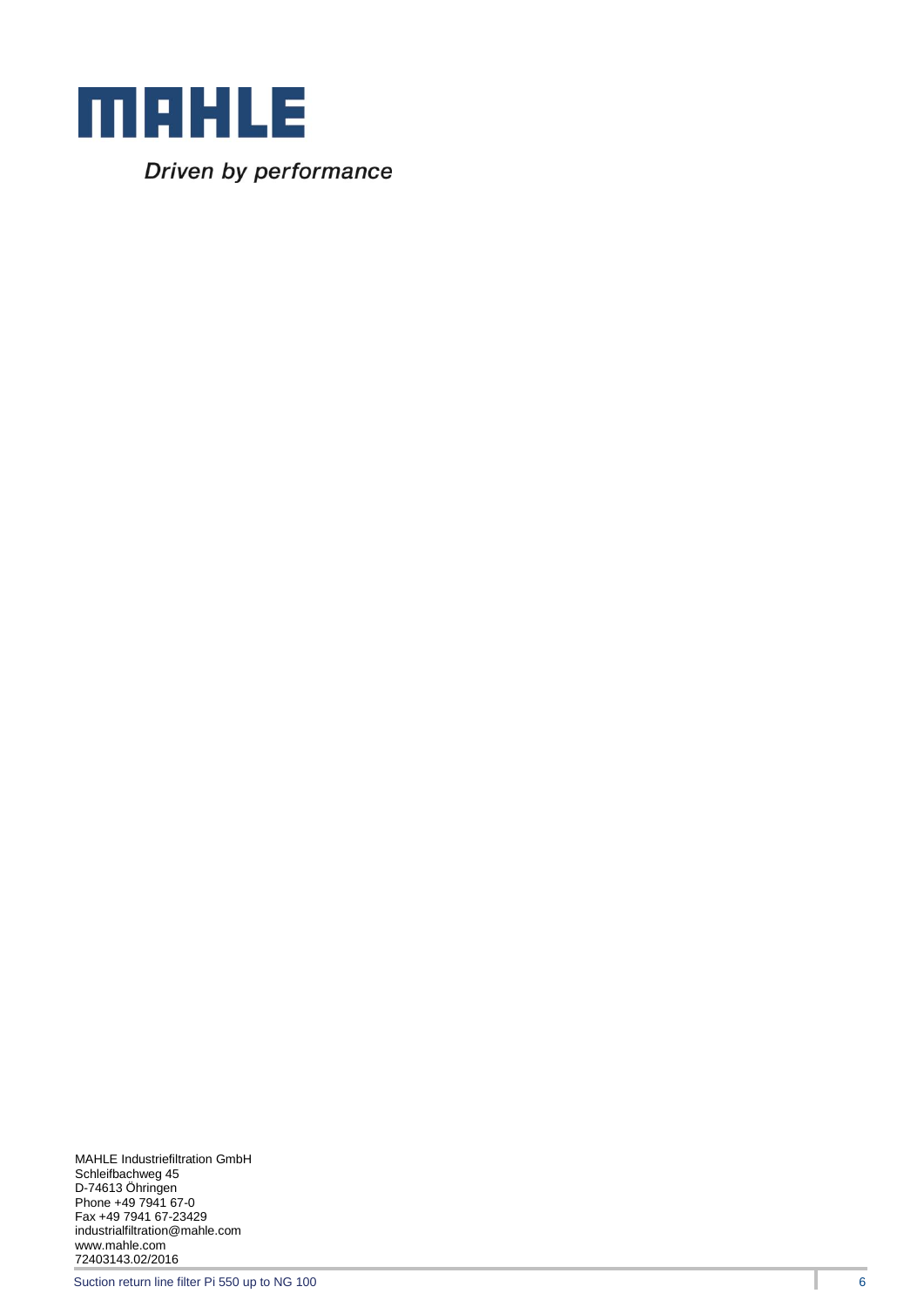MAHLE

*Driven by performance*

MAHLE Industriefiltration GmbH
Schleifbachweg 45
D-74613 Öhringen
Phone +49 7941 67-0
Fax +49 7941 67-23429
industrialfiltration@mahle.com
www.mahle.com
72403143.02/2016